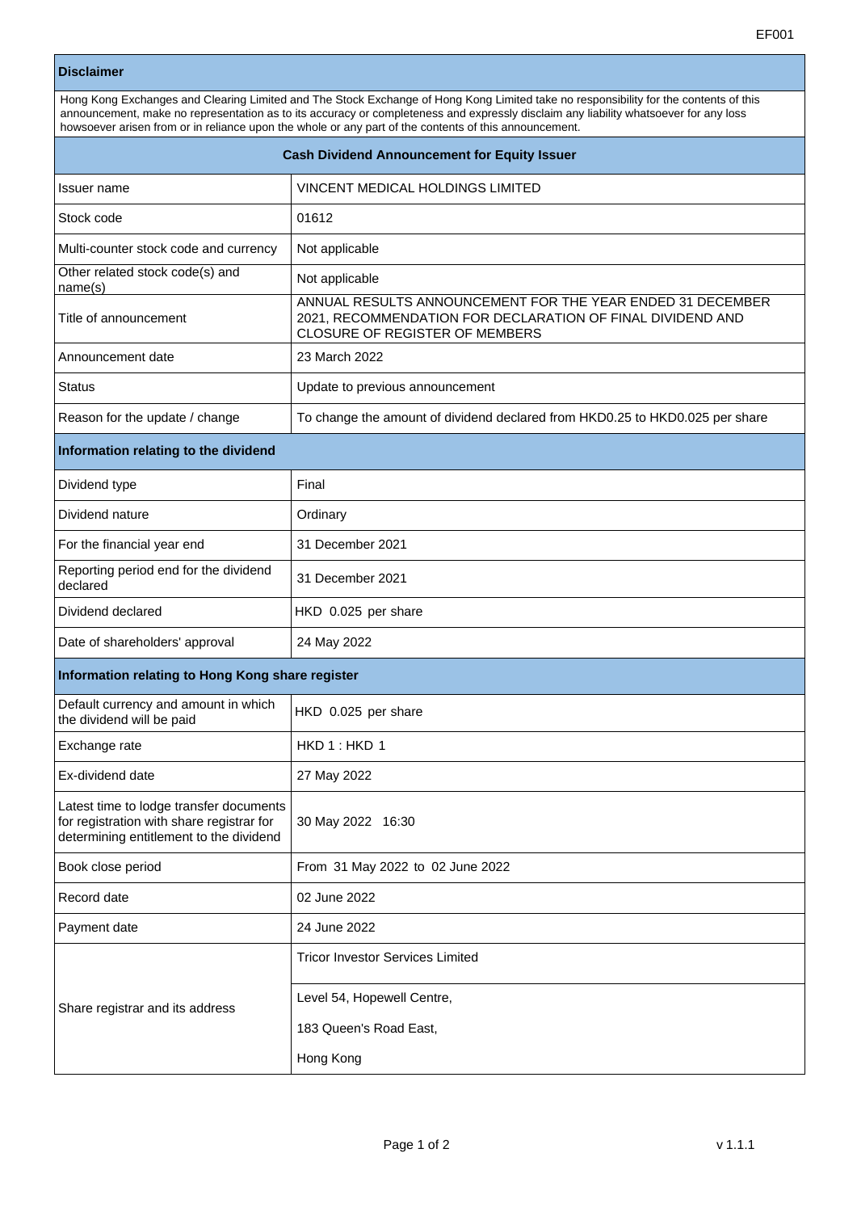## Disclaimer

Hong Kong Exchanges and Clearing Limited and The Stock Exchange of Hong Kong Limited take no responsibility for the contents of this announcement, make no representation as to its accuracy or completeness and expressly disclaim any liability whatsoever for any loss howsoever arisen from or in reliance upon the whole or any part of the contents of this announcement.

## Cash Dividend Announcement for Equity Issuer

| | |
|---|---|
| Issuer name | VINCENT MEDICAL HOLDINGS LIMITED |
| Stock code | 01612 |
| Multi-counter stock code and currency | Not applicable |
| Other related stock code(s) and name(s) | Not applicable |
| Title of announcement | ANNUAL RESULTS ANNOUNCEMENT FOR THE YEAR ENDED 31 DECEMBER 2021, RECOMMENDATION FOR DECLARATION OF FINAL DIVIDEND AND CLOSURE OF REGISTER OF MEMBERS |
| Announcement date | 23 March 2022 |
| Status | Update to previous announcement |
| Reason for the update / change | To change the amount of dividend declared from HKD0.25 to HKD0.025 per share |

### Information relating to the dividend

| | |
|---|---|
| Dividend type | Final |
| Dividend nature | Ordinary |
| For the financial year end | 31 December 2021 |
| Reporting period end for the dividend declared | 31 December 2021 |
| Dividend declared | HKD 0.025 per share |
| Date of shareholders' approval | 24 May 2022 |

### Information relating to Hong Kong share register

| | |
|---|---|
| Default currency and amount in which the dividend will be paid | HKD 0.025 per share |
| Exchange rate | HKD 1 : HKD 1 |
| Ex-dividend date | 27 May 2022 |
| Latest time to lodge transfer documents for registration with share registrar for determining entitlement to the dividend | 30 May 2022 16:30 |
| Book close period | From 31 May 2022 to 02 June 2022 |
| Record date | 02 June 2022 |
| Payment date | 24 June 2022 |
| Share registrar and its address | Tricor Investor Services Limited<br>Level 54, Hopewell Centre,<br>183 Queen's Road East,<br>Hong Kong |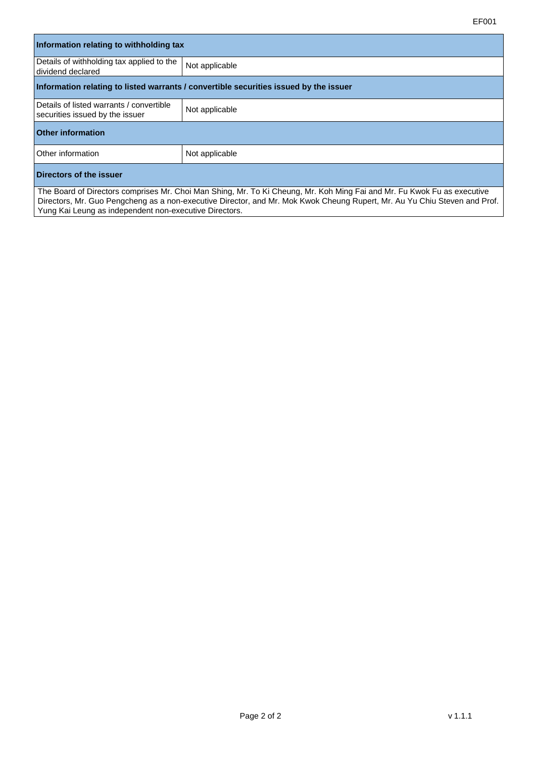| | |
|---|---|
| **Information relating to withholding tax** | |
| Details of withholding tax applied to the dividend declared | Not applicable |
| **Information relating to listed warrants / convertible securities issued by the issuer** | |
| Details of listed warrants / convertible securities issued by the issuer | Not applicable |
| **Other information** | |
| Other information | Not applicable |
| **Directors of the issuer** | |

The Board of Directors comprises Mr. Choi Man Shing, Mr. To Ki Cheung, Mr. Koh Ming Fai and Mr. Fu Kwok Fu as executive Directors, Mr. Guo Pengcheng as a non-executive Director, and Mr. Mok Kwok Cheung Rupert, Mr. Au Yu Chiu Steven and Prof. Yung Kai Leung as independent non-executive Directors.